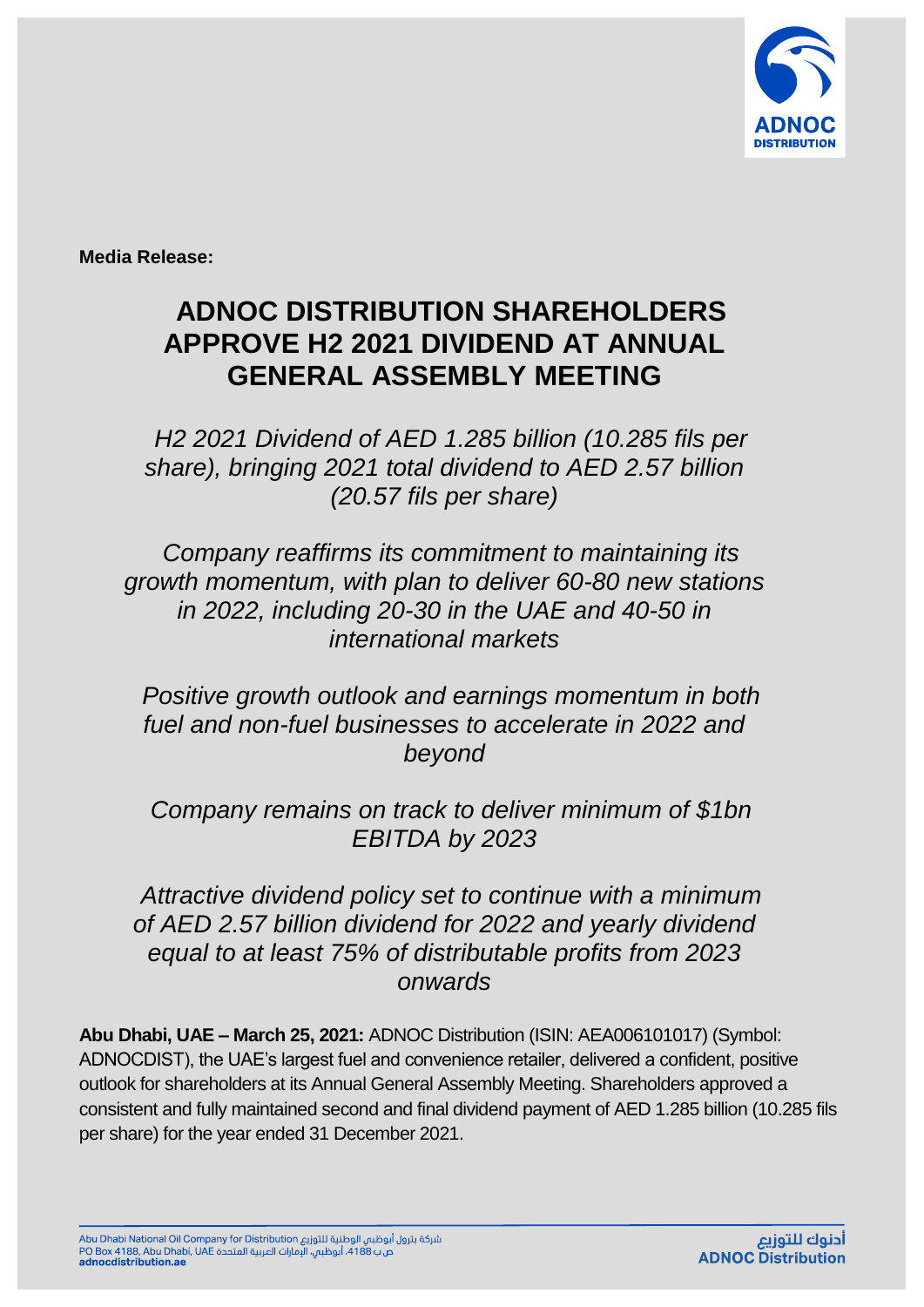**Media Release:**

# ADNOC DISTRIBUTION SHAREHOLDERS APPROVE H2 2021 DIVIDEND AT ANNUAL GENERAL ASSEMBLY MEETING

*H2 2021 Dividend of AED 1.285 billion (10.285 fils per share), bringing 2021 total dividend to AED 2.57 billion (20.57 fils per share)*

*Company reaffirms its commitment to maintaining its growth momentum, with plan to deliver 60-80 new stations in 2022, including 20-30 in the UAE and 40-50 in international markets*

*Positive growth outlook and earnings momentum in both fuel and non-fuel businesses to accelerate in 2022 and beyond*

*Company remains on track to deliver minimum of $1bn EBITDA by 2023*

*Attractive dividend policy set to continue with a minimum of AED 2.57 billion dividend for 2022 and yearly dividend equal to at least 75% of distributable profits from 2023 onwards*

**Abu Dhabi, UAE – March 25, 2021:** ADNOC Distribution (ISIN: AEA006101017) (Symbol: ADNOCDIST), the UAE's largest fuel and convenience retailer, delivered a confident, positive outlook for shareholders at its Annual General Assembly Meeting. Shareholders approved a consistent and fully maintained second and final dividend payment of AED 1.285 billion (10.285 fils per share) for the year ended 31 December 2021.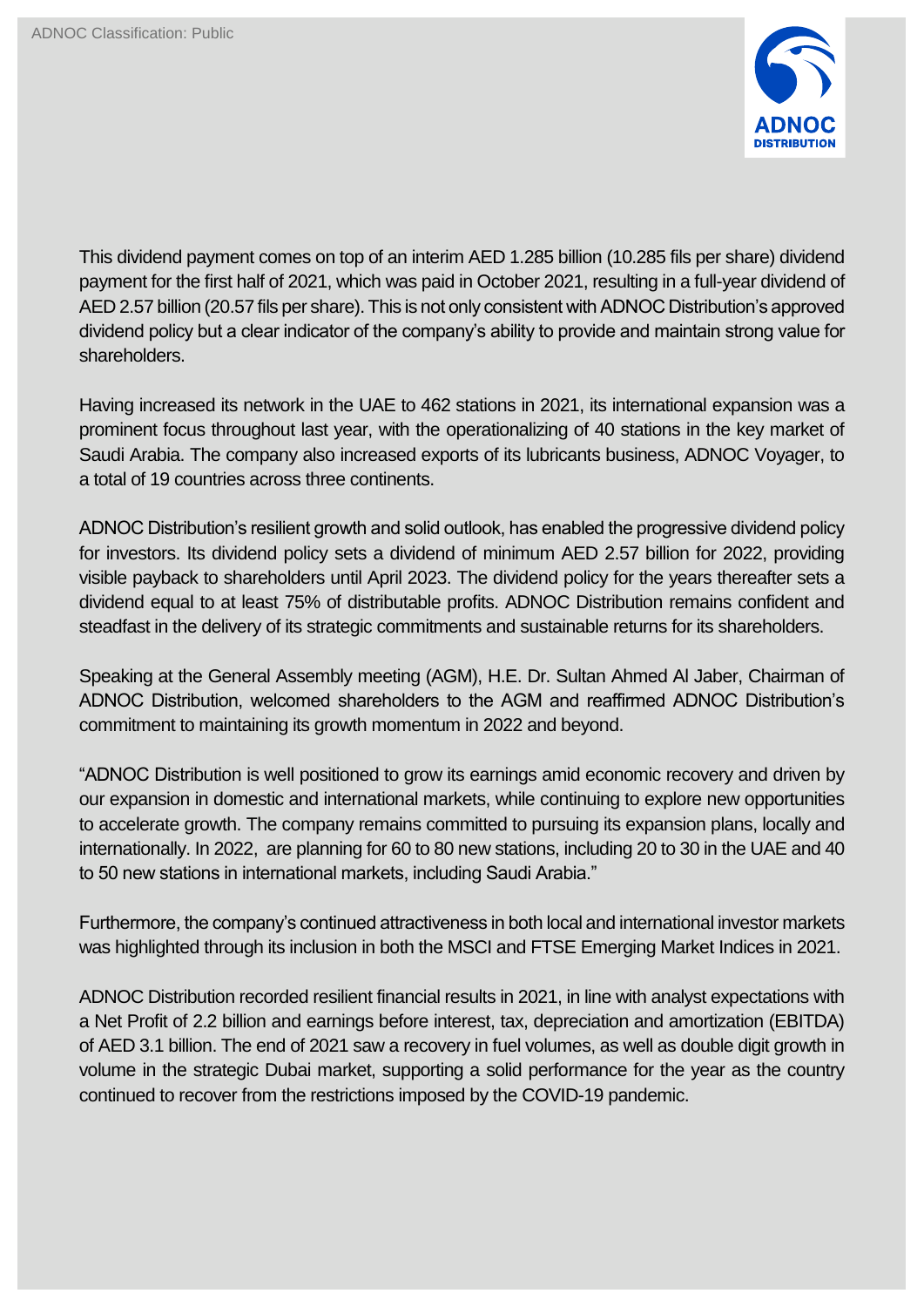This dividend payment comes on top of an interim AED 1.285 billion (10.285 fils per share) dividend payment for the first half of 2021, which was paid in October 2021, resulting in a full-year dividend of AED 2.57 billion (20.57 fils per share). This is not only consistent with ADNOC Distribution's approved dividend policy but a clear indicator of the company's ability to provide and maintain strong value for shareholders.

Having increased its network in the UAE to 462 stations in 2021, its international expansion was a prominent focus throughout last year, with the operationalizing of 40 stations in the key market of Saudi Arabia. The company also increased exports of its lubricants business, ADNOC Voyager, to a total of 19 countries across three continents.

ADNOC Distribution's resilient growth and solid outlook, has enabled the progressive dividend policy for investors. Its dividend policy sets a dividend of minimum AED 2.57 billion for 2022, providing visible payback to shareholders until April 2023. The dividend policy for the years thereafter sets a dividend equal to at least 75% of distributable profits. ADNOC Distribution remains confident and steadfast in the delivery of its strategic commitments and sustainable returns for its shareholders.

Speaking at the General Assembly meeting (AGM), H.E. Dr. Sultan Ahmed Al Jaber, Chairman of ADNOC Distribution, welcomed shareholders to the AGM and reaffirmed ADNOC Distribution's commitment to maintaining its growth momentum in 2022 and beyond.

"ADNOC Distribution is well positioned to grow its earnings amid economic recovery and driven by our expansion in domestic and international markets, while continuing to explore new opportunities to accelerate growth. The company remains committed to pursuing its expansion plans, locally and internationally. In 2022, are planning for 60 to 80 new stations, including 20 to 30 in the UAE and 40 to 50 new stations in international markets, including Saudi Arabia."

Furthermore, the company's continued attractiveness in both local and international investor markets was highlighted through its inclusion in both the MSCI and FTSE Emerging Market Indices in 2021.

ADNOC Distribution recorded resilient financial results in 2021, in line with analyst expectations with a Net Profit of 2.2 billion and earnings before interest, tax, depreciation and amortization (EBITDA) of AED 3.1 billion. The end of 2021 saw a recovery in fuel volumes, as well as double digit growth in volume in the strategic Dubai market, supporting a solid performance for the year as the country continued to recover from the restrictions imposed by the COVID-19 pandemic.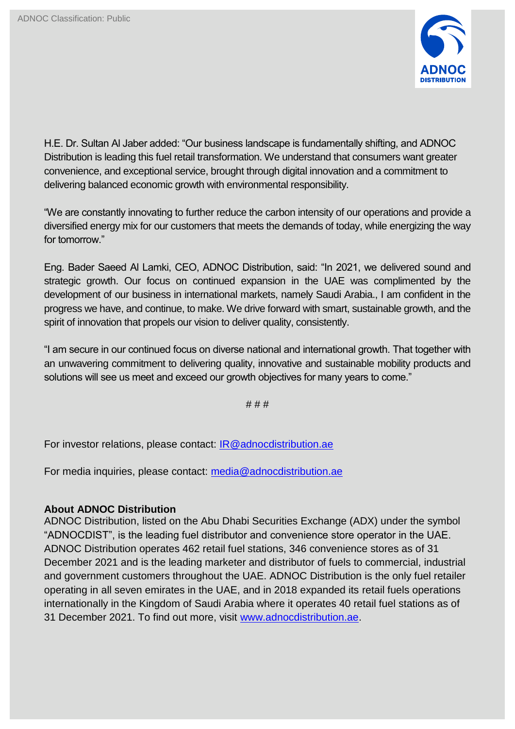H.E. Dr. Sultan Al Jaber added: "Our business landscape is fundamentally shifting, and ADNOC Distribution is leading this fuel retail transformation. We understand that consumers want greater convenience, and exceptional service, brought through digital innovation and a commitment to delivering balanced economic growth with environmental responsibility.

"We are constantly innovating to further reduce the carbon intensity of our operations and provide a diversified energy mix for our customers that meets the demands of today, while energizing the way for tomorrow."

Eng. Bader Saeed Al Lamki, CEO, ADNOC Distribution, said: "In 2021, we delivered sound and strategic growth. Our focus on continued expansion in the UAE was complimented by the development of our business in international markets, namely Saudi Arabia., I am confident in the progress we have, and continue, to make. We drive forward with smart, sustainable growth, and the spirit of innovation that propels our vision to deliver quality, consistently.

"I am secure in our continued focus on diverse national and international growth. That together with an unwavering commitment to delivering quality, innovative and sustainable mobility products and solutions will see us meet and exceed our growth objectives for many years to come."

# # #

For investor relations, please contact: IR@adnocdistribution.ae

For media inquiries, please contact: media@adnocdistribution.ae

**About ADNOC Distribution**

ADNOC Distribution, listed on the Abu Dhabi Securities Exchange (ADX) under the symbol "ADNOCDIST", is the leading fuel distributor and convenience store operator in the UAE. ADNOC Distribution operates 462 retail fuel stations, 346 convenience stores as of 31 December 2021 and is the leading marketer and distributor of fuels to commercial, industrial and government customers throughout the UAE. ADNOC Distribution is the only fuel retailer operating in all seven emirates in the UAE, and in 2018 expanded its retail fuels operations internationally in the Kingdom of Saudi Arabia where it operates 40 retail fuel stations as of 31 December 2021. To find out more, visit www.adnocdistribution.ae.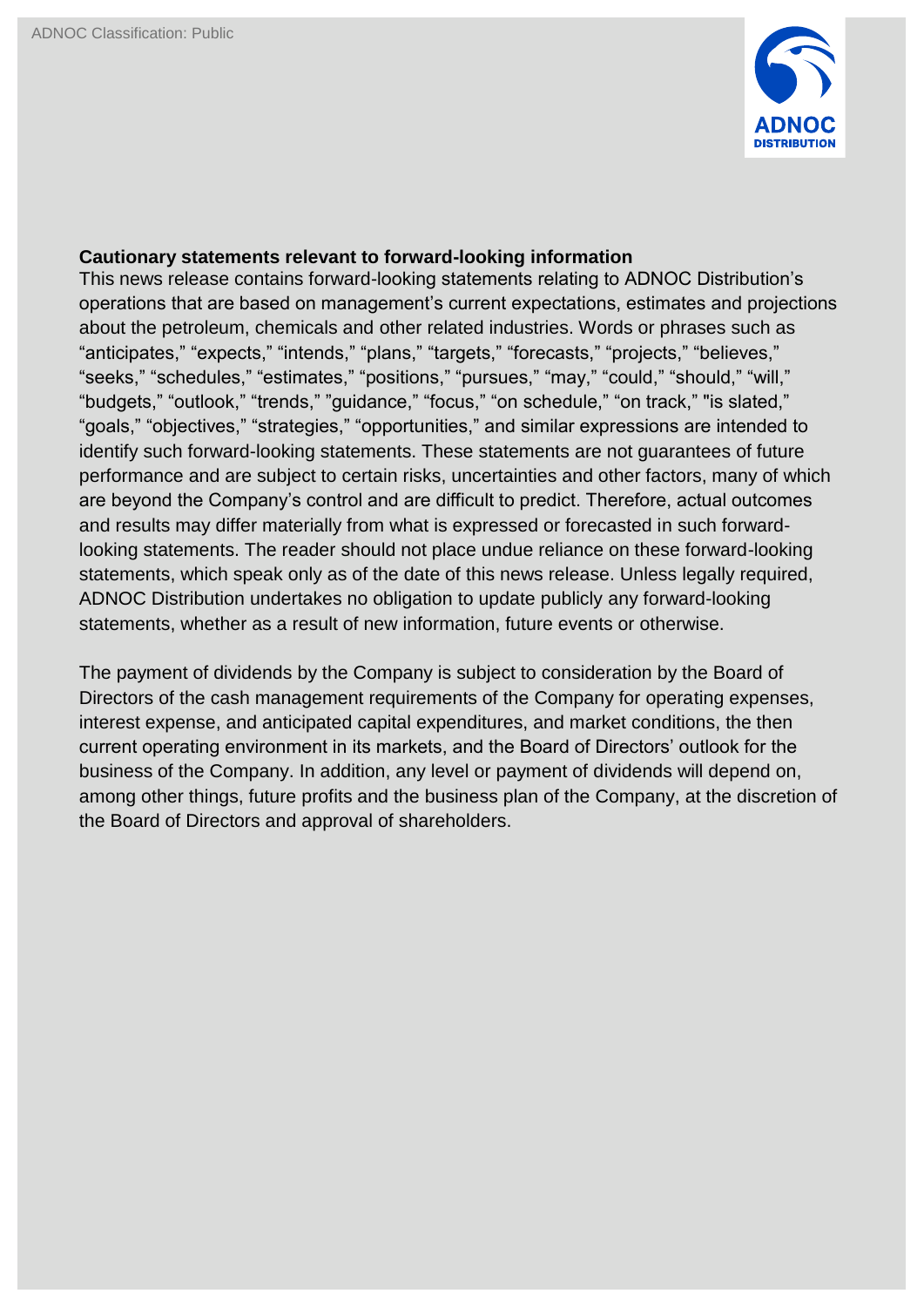**Cautionary statements relevant to forward-looking information**

This news release contains forward-looking statements relating to ADNOC Distribution's operations that are based on management's current expectations, estimates and projections about the petroleum, chemicals and other related industries. Words or phrases such as "anticipates," "expects," "intends," "plans," "targets," "forecasts," "projects," "believes," "seeks," "schedules," "estimates," "positions," "pursues," "may," "could," "should," "will," "budgets," "outlook," "trends," "guidance," "focus," "on schedule," "on track," "is slated," "goals," "objectives," "strategies," "opportunities," and similar expressions are intended to identify such forward-looking statements. These statements are not guarantees of future performance and are subject to certain risks, uncertainties and other factors, many of which are beyond the Company's control and are difficult to predict. Therefore, actual outcomes and results may differ materially from what is expressed or forecasted in such forward-looking statements. The reader should not place undue reliance on these forward-looking statements, which speak only as of the date of this news release. Unless legally required, ADNOC Distribution undertakes no obligation to update publicly any forward-looking statements, whether as a result of new information, future events or otherwise.

The payment of dividends by the Company is subject to consideration by the Board of Directors of the cash management requirements of the Company for operating expenses, interest expense, and anticipated capital expenditures, and market conditions, the then current operating environment in its markets, and the Board of Directors' outlook for the business of the Company. In addition, any level or payment of dividends will depend on, among other things, future profits and the business plan of the Company, at the discretion of the Board of Directors and approval of shareholders.